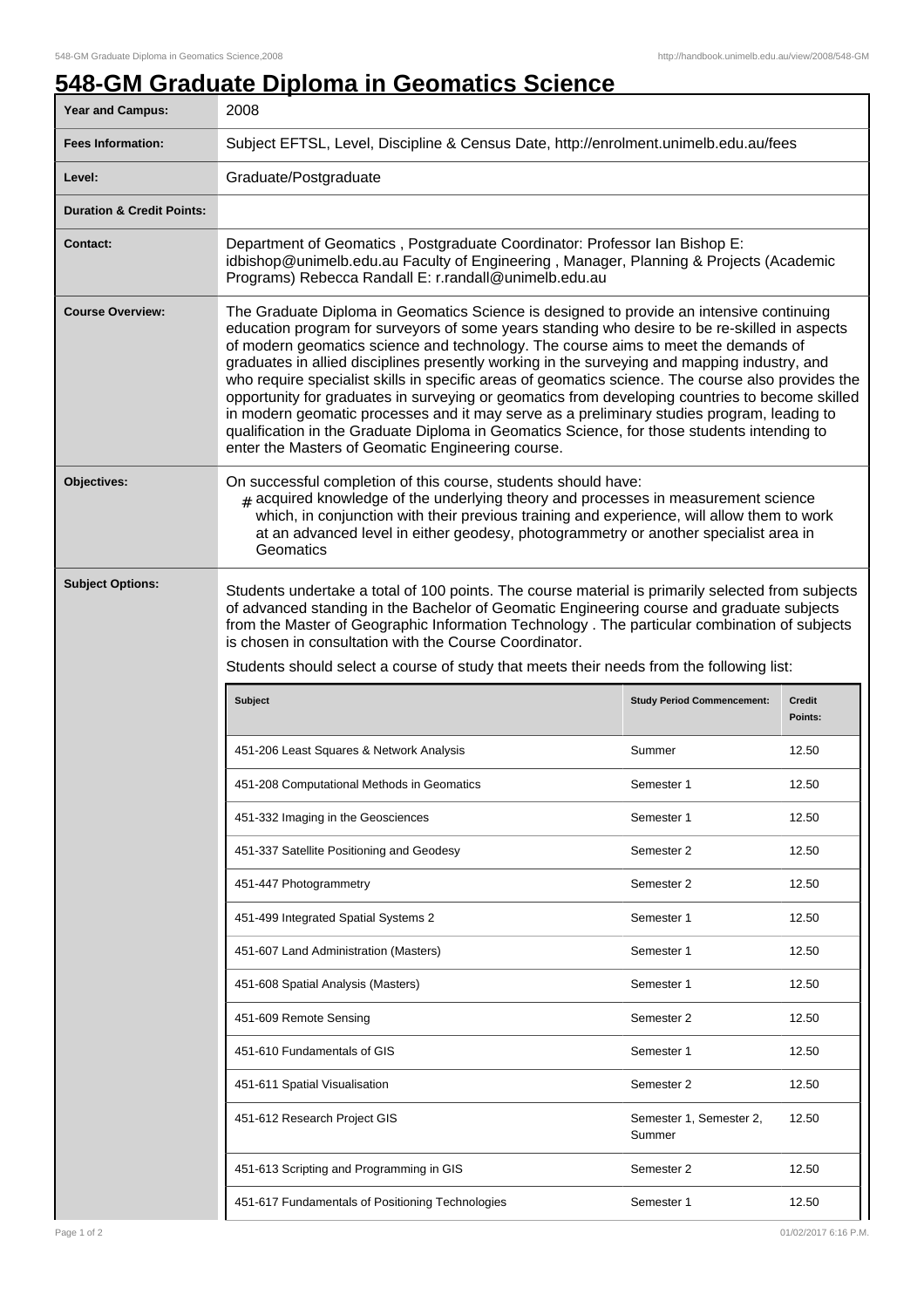# 548-GM Graduate Diploma in Geomatics Science

| | |
|---|---|
| **Year and Campus:** | 2008 |
| **Fees Information:** | Subject EFTSL, Level, Discipline & Census Date, http://enrolment.unimelb.edu.au/fees |
| **Level:** | Graduate/Postgraduate |
| **Duration & Credit Points:** | |
| **Contact:** | Department of Geomatics , Postgraduate Coordinator: Professor Ian Bishop E: idbishop@unimelb.edu.au Faculty of Engineering , Manager, Planning & Projects (Academic Programs) Rebecca Randall E: r.randall@unimelb.edu.au |
| **Course Overview:** | The Graduate Diploma in Geomatics Science is designed to provide an intensive continuing education program for surveyors of some years standing who desire to be re-skilled in aspects of modern geomatics science and technology. The course aims to meet the demands of graduates in allied disciplines presently working in the surveying and mapping industry, and who require specialist skills in specific areas of geomatics science. The course also provides the opportunity for graduates in surveying or geomatics from developing countries to become skilled in modern geomatic processes and it may serve as a preliminary studies program, leading to qualification in the Graduate Diploma in Geomatics Science, for those students intending to enter the Masters of Geomatic Engineering course. |
| **Objectives:** | On successful completion of this course, students should have: # acquired knowledge of the underlying theory and processes in measurement science which, in conjunction with their previous training and experience, will allow them to work at an advanced level in either geodesy, photogrammetry or another specialist area in Geomatics |
| **Subject Options:** | Students undertake a total of 100 points. The course material is primarily selected from subjects of advanced standing in the Bachelor of Geomatic Engineering course and graduate subjects from the Master of Geographic Information Technology . The particular combination of subjects is chosen in consultation with the Course Coordinator. Students should select a course of study that meets their needs from the following list: |

| Subject | Study Period Commencement: | Credit Points: |
|---|---|---|
| 451-206 Least Squares & Network Analysis | Summer | 12.50 |
| 451-208 Computational Methods in Geomatics | Semester 1 | 12.50 |
| 451-332 Imaging in the Geosciences | Semester 1 | 12.50 |
| 451-337 Satellite Positioning and Geodesy | Semester 2 | 12.50 |
| 451-447 Photogrammetry | Semester 2 | 12.50 |
| 451-499 Integrated Spatial Systems 2 | Semester 1 | 12.50 |
| 451-607 Land Administration (Masters) | Semester 1 | 12.50 |
| 451-608 Spatial Analysis (Masters) | Semester 1 | 12.50 |
| 451-609 Remote Sensing | Semester 2 | 12.50 |
| 451-610 Fundamentals of GIS | Semester 1 | 12.50 |
| 451-611 Spatial Visualisation | Semester 2 | 12.50 |
| 451-612 Research Project GIS | Semester 1, Semester 2, Summer | 12.50 |
| 451-613 Scripting and Programming in GIS | Semester 2 | 12.50 |
| 451-617 Fundamentals of Positioning Technologies | Semester 1 | 12.50 |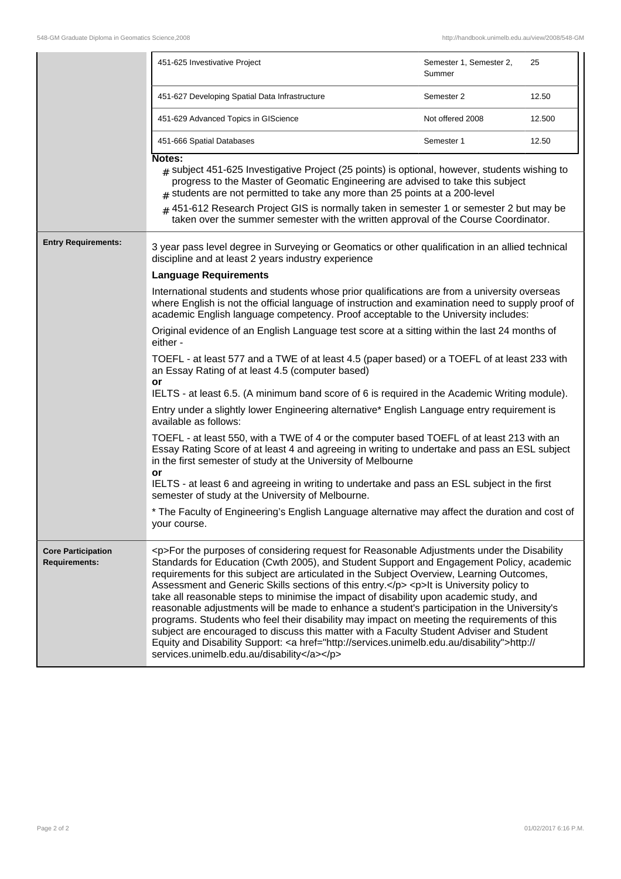| | | |
|---|---|---|
| 451-625 Investivative Project | Semester 1, Semester 2, Summer | 25 |
| 451-627 Developing Spatial Data Infrastructure | Semester 2 | 12.50 |
| 451-629 Advanced Topics in GIScience | Not offered 2008 | 12.500 |
| 451-666 Spatial Databases | Semester 1 | 12.50 |

**Notes:**

- # subject 451-625 Investigative Project (25 points) is optional, however, students wishing to progress to the Master of Geomatic Engineering are advised to take this subject
- # students are not permitted to take any more than 25 points at a 200-level
- # 451-612 Research Project GIS is normally taken in semester 1 or semester 2 but may be taken over the summer semester with the written approval of the Course Coordinator.

**Entry Requirements:**

3 year pass level degree in Surveying or Geomatics or other qualification in an allied technical discipline and at least 2 years industry experience

**Language Requirements**

International students and students whose prior qualifications are from a university overseas where English is not the official language of instruction and examination need to supply proof of academic English language competency. Proof acceptable to the University includes:

Original evidence of an English Language test score at a sitting within the last 24 months of either -

TOEFL - at least 577 and a TWE of at least 4.5 (paper based) or a TOEFL of at least 233 with an Essay Rating of at least 4.5 (computer based)
**or**
IELTS - at least 6.5. (A minimum band score of 6 is required in the Academic Writing module).

Entry under a slightly lower Engineering alternative* English Language entry requirement is available as follows:

TOEFL - at least 550, with a TWE of 4 or the computer based TOEFL of at least 213 with an Essay Rating Score of at least 4 and agreeing in writing to undertake and pass an ESL subject in the first semester of study at the University of Melbourne
**or**
IELTS - at least 6 and agreeing in writing to undertake and pass an ESL subject in the first semester of study at the University of Melbourne.

* The Faculty of Engineering's English Language alternative may affect the duration and cost of your course.

**Core Participation Requirements:**

<p>For the purposes of considering request for Reasonable Adjustments under the Disability Standards for Education (Cwth 2005), and Student Support and Engagement Policy, academic requirements for this subject are articulated in the Subject Overview, Learning Outcomes, Assessment and Generic Skills sections of this entry.</p> <p>It is University policy to take all reasonable steps to minimise the impact of disability upon academic study, and reasonable adjustments will be made to enhance a student's participation in the University's programs. Students who feel their disability may impact on meeting the requirements of this subject are encouraged to discuss this matter with a Faculty Student Adviser and Student Equity and Disability Support: <a href="http://services.unimelb.edu.au/disability">http://services.unimelb.edu.au/disability</a></p>